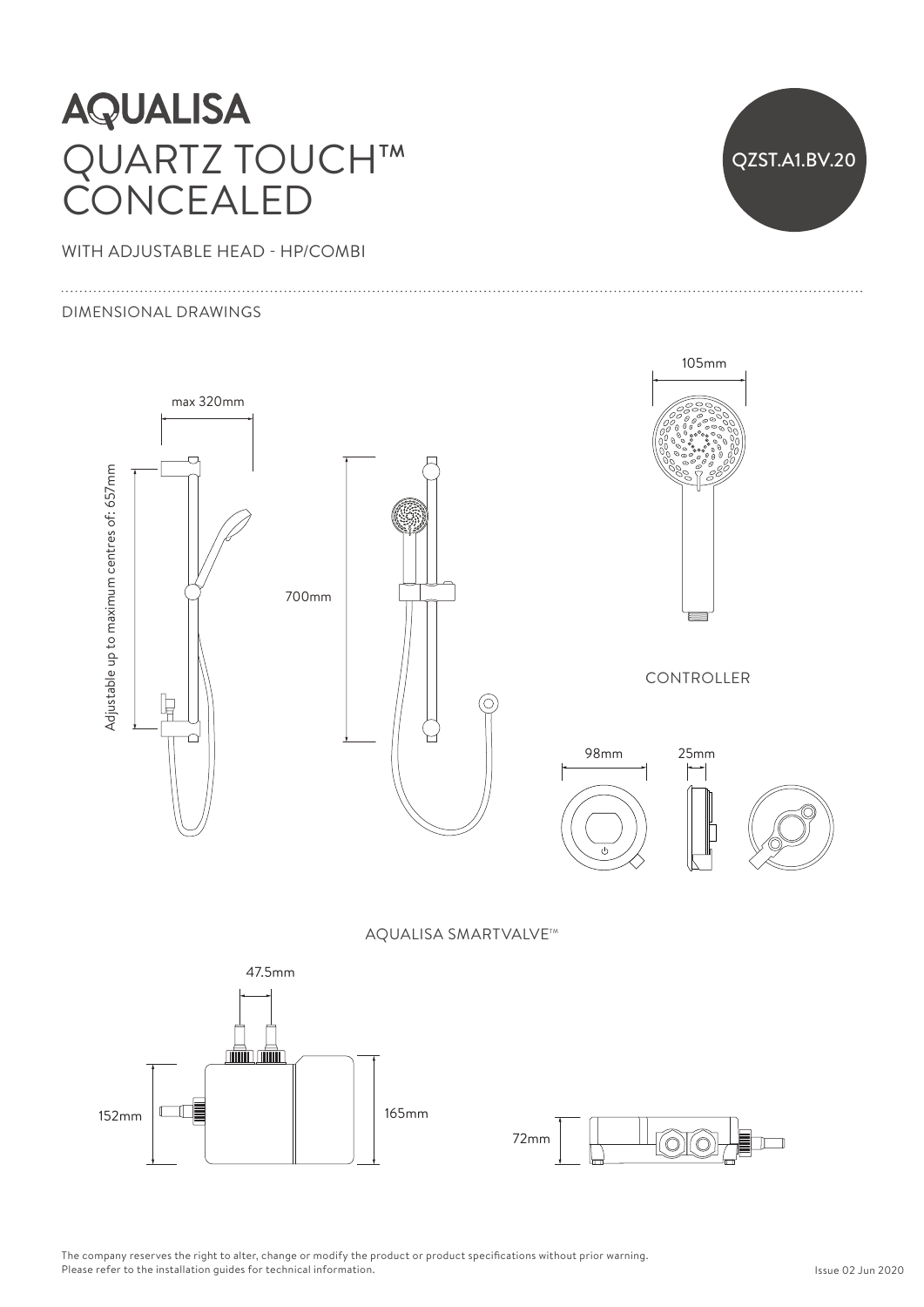# AQUALISA

# QUARTZ TOUCH™ CONCEALED

QZST.A1.BV.20

WITH ADJUSTABLE HEAD - HP/COMBI

## DIMENSIONAL DRAWINGS

max 320mm

Adjustable up to maximum centres of: 657mm

700mm

105mm

CONTROLLER

98mm

25mm

AQUALISA SMARTVALVE™

47.5mm

152mm

165mm

72mm

The company reserves the right to alter, change or modify the product or product specifications without prior warning.
Please refer to the installation guides for technical information.

Issue 02 Jun 2020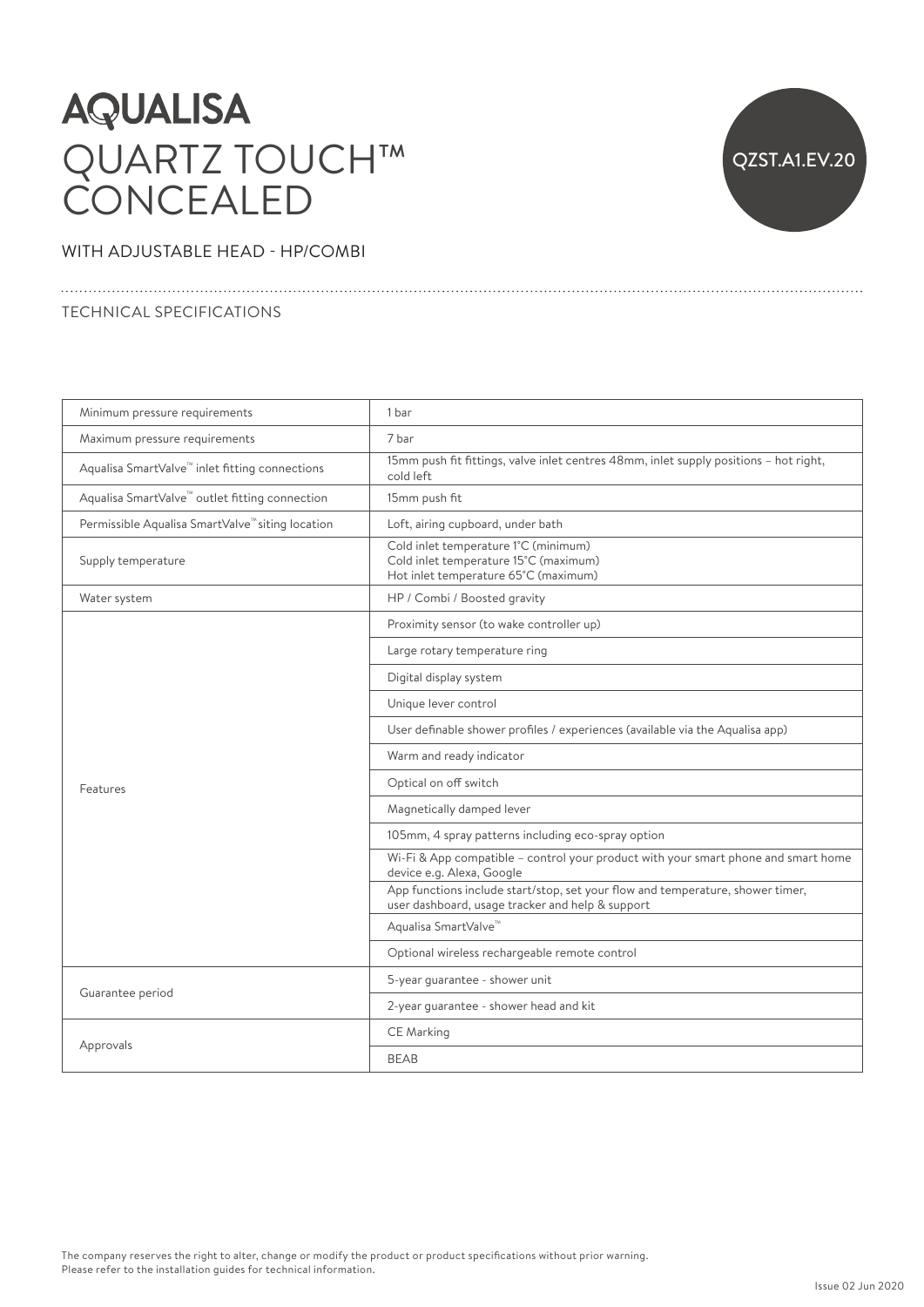# AQUALISA

# QUARTZ TOUCH™ CONCEALED

QZST.A1.EV.20

WITH ADJUSTABLE HEAD - HP/COMBI

## TECHNICAL SPECIFICATIONS

| | |
|---|---|
| Minimum pressure requirements | 1 bar |
| Maximum pressure requirements | 7 bar |
| Aqualisa SmartValve™ inlet fitting connections | 15mm push fit fittings, valve inlet centres 48mm, inlet supply positions – hot right, cold left |
| Aqualisa SmartValve™ outlet fitting connection | 15mm push fit |
| Permissible Aqualisa SmartValve™ siting location | Loft, airing cupboard, under bath |
| Supply temperature | Cold inlet temperature 1°C (minimum)<br>Cold inlet temperature 15°C (maximum)<br>Hot inlet temperature 65°C (maximum) |
| Water system | HP / Combi / Boosted gravity |
| Features | Proximity sensor (to wake controller up) |
| | Large rotary temperature ring |
| | Digital display system |
| | Unique lever control |
| | User definable shower profiles / experiences (available via the Aqualisa app) |
| | Warm and ready indicator |
| | Optical on off switch |
| | Magnetically damped lever |
| | 105mm, 4 spray patterns including eco-spray option |
| | Wi-Fi & App compatible – control your product with your smart phone and smart home device e.g. Alexa, Google |
| | App functions include start/stop, set your flow and temperature, shower timer, user dashboard, usage tracker and help & support |
| | Aqualisa SmartValve™ |
| | Optional wireless rechargeable remote control |
| Guarantee period | 5-year guarantee - shower unit |
| | 2-year guarantee - shower head and kit |
| Approvals | CE Marking |
| | BEAB |

The company reserves the right to alter, change or modify the product or product specifications without prior warning.
Please refer to the installation guides for technical information.

Issue 02 Jun 2020